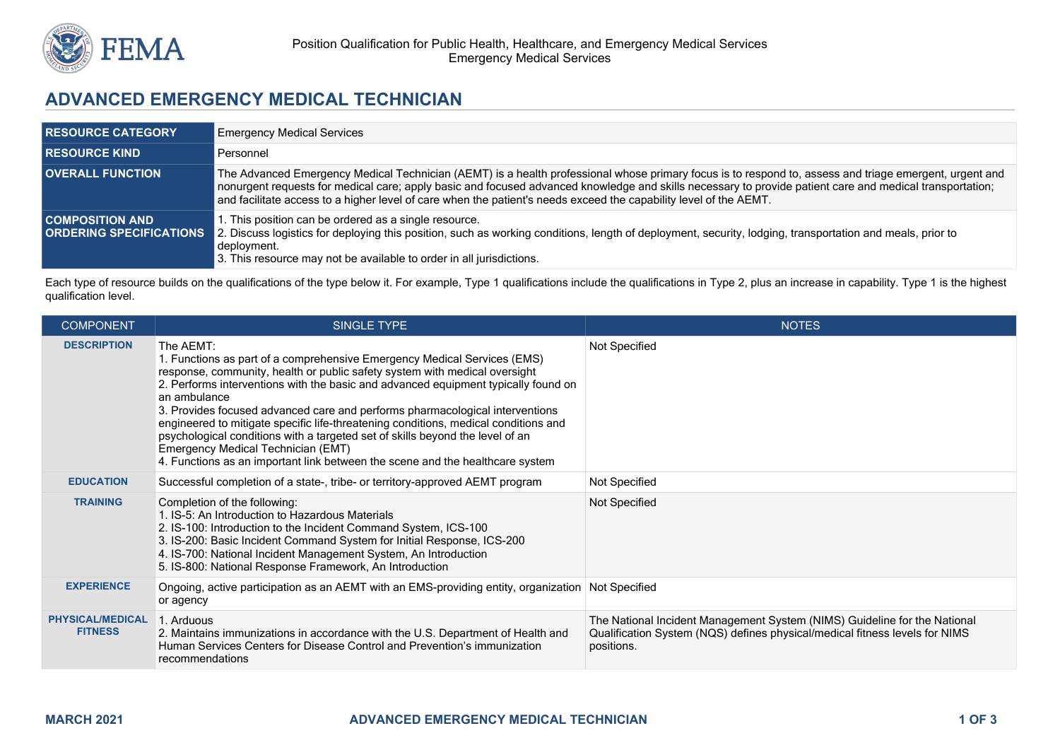Position Qualification for Public Health, Healthcare, and Emergency Medical Services
Emergency Medical Services

# ADVANCED EMERGENCY MEDICAL TECHNICIAN

| | |
|---|---|
| **RESOURCE CATEGORY** | Emergency Medical Services |
| **RESOURCE KIND** | Personnel |
| **OVERALL FUNCTION** | The Advanced Emergency Medical Technician (AEMT) is a health professional whose primary focus is to respond to, assess and triage emergent, urgent and nonurgent requests for medical care; apply basic and focused advanced knowledge and skills necessary to provide patient care and medical transportation; and facilitate access to a higher level of care when the patient's needs exceed the capability level of the AEMT. |
| **COMPOSITION AND ORDERING SPECIFICATIONS** | 1. This position can be ordered as a single resource.<br>2. Discuss logistics for deploying this position, such as working conditions, length of deployment, security, lodging, transportation and meals, prior to deployment.<br>3. This resource may not be available to order in all jurisdictions. |

Each type of resource builds on the qualifications of the type below it. For example, Type 1 qualifications include the qualifications in Type 2, plus an increase in capability. Type 1 is the highest qualification level.

| COMPONENT | SINGLE TYPE | NOTES |
|---|---|---|
| **DESCRIPTION** | The AEMT:<br>1. Functions as part of a comprehensive Emergency Medical Services (EMS) response, community, health or public safety system with medical oversight<br>2. Performs interventions with the basic and advanced equipment typically found on an ambulance<br>3. Provides focused advanced care and performs pharmacological interventions engineered to mitigate specific life-threatening conditions, medical conditions and psychological conditions with a targeted set of skills beyond the level of an Emergency Medical Technician (EMT)<br>4. Functions as an important link between the scene and the healthcare system | Not Specified |
| **EDUCATION** | Successful completion of a state-, tribe- or territory-approved AEMT program | Not Specified |
| **TRAINING** | Completion of the following:<br>1. IS-5: An Introduction to Hazardous Materials<br>2. IS-100: Introduction to the Incident Command System, ICS-100<br>3. IS-200: Basic Incident Command System for Initial Response, ICS-200<br>4. IS-700: National Incident Management System, An Introduction<br>5. IS-800: National Response Framework, An Introduction | Not Specified |
| **EXPERIENCE** | Ongoing, active participation as an AEMT with an EMS-providing entity, organization or agency | Not Specified |
| **PHYSICAL/MEDICAL FITNESS** | 1. Arduous<br>2. Maintains immunizations in accordance with the U.S. Department of Health and Human Services Centers for Disease Control and Prevention's immunization recommendations | The National Incident Management System (NIMS) Guideline for the National Qualification System (NQS) defines physical/medical fitness levels for NIMS positions. |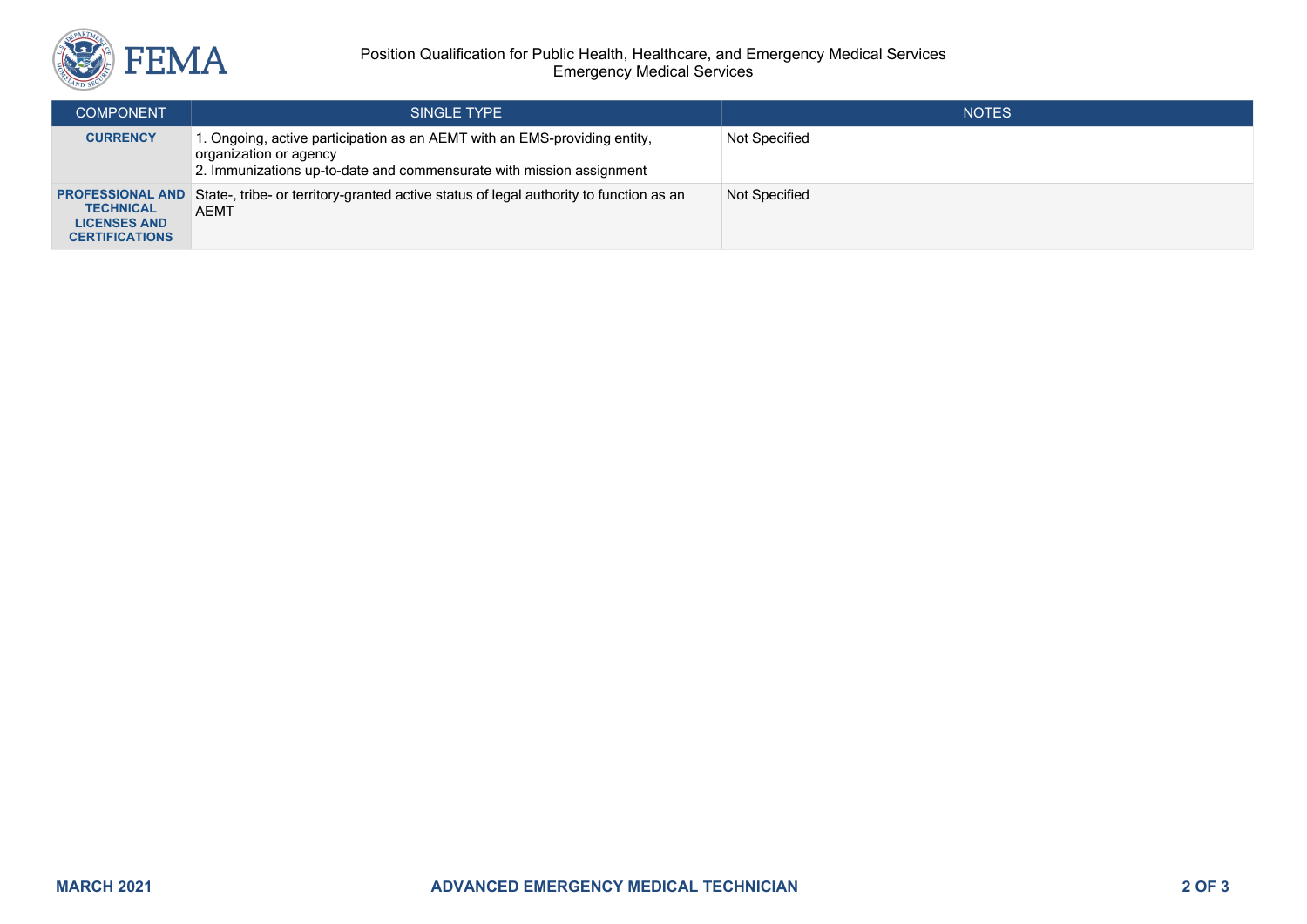| COMPONENT | SINGLE TYPE | NOTES |
| --- | --- | --- |
| **CURRENCY** | 1. Ongoing, active participation as an AEMT with an EMS-providing entity, organization or agency<br>2. Immunizations up-to-date and commensurate with mission assignment | Not Specified |
| **PROFESSIONAL AND TECHNICAL LICENSES AND CERTIFICATIONS** | State-, tribe- or territory-granted active status of legal authority to function as an AEMT | Not Specified |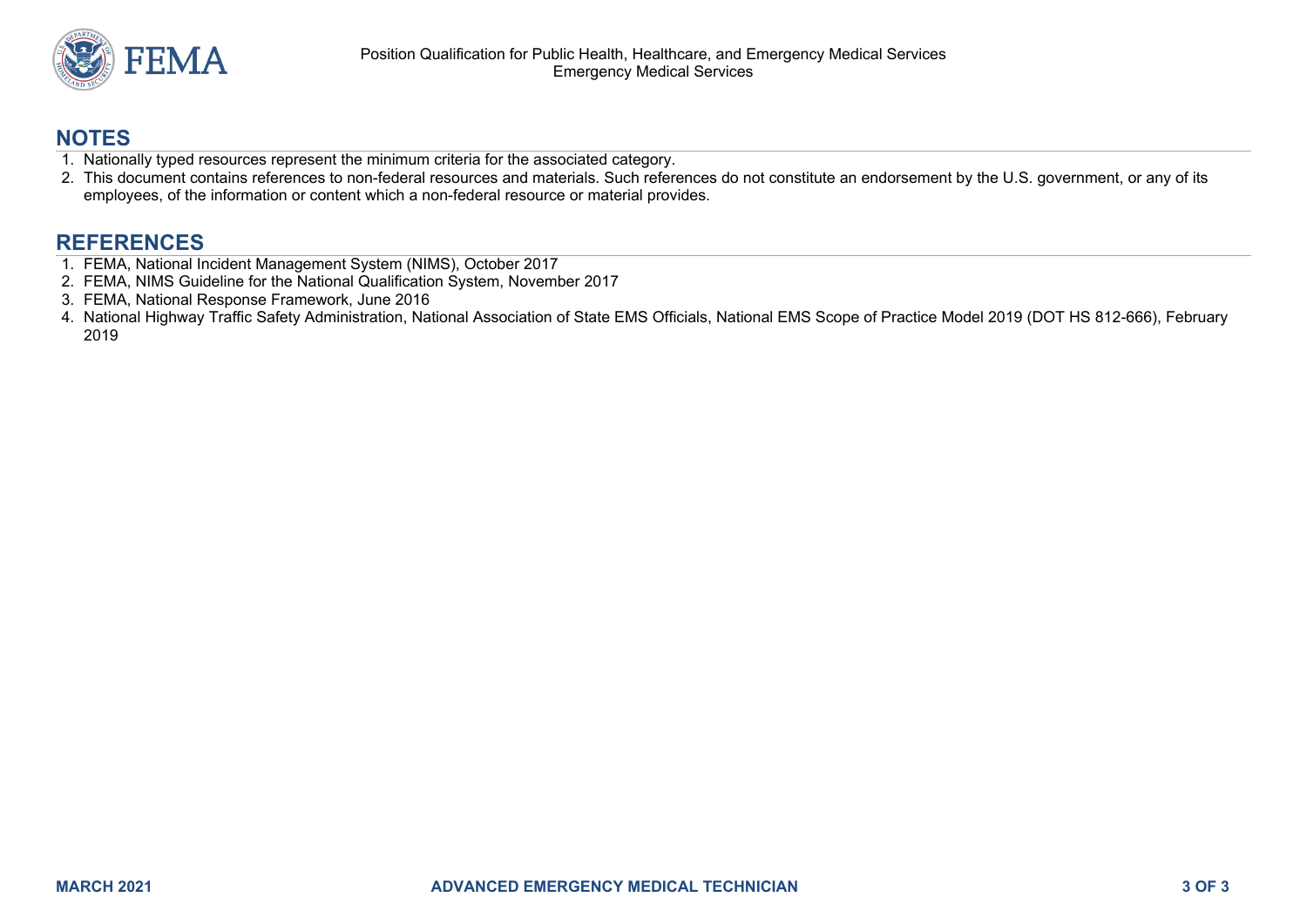## NOTES

1. Nationally typed resources represent the minimum criteria for the associated category.
2. This document contains references to non-federal resources and materials. Such references do not constitute an endorsement by the U.S. government, or any of its employees, of the information or content which a non-federal resource or material provides.

## REFERENCES

1. FEMA, National Incident Management System (NIMS), October 2017
2. FEMA, NIMS Guideline for the National Qualification System, November 2017
3. FEMA, National Response Framework, June 2016
4. National Highway Traffic Safety Administration, National Association of State EMS Officials, National EMS Scope of Practice Model 2019 (DOT HS 812-666), February 2019